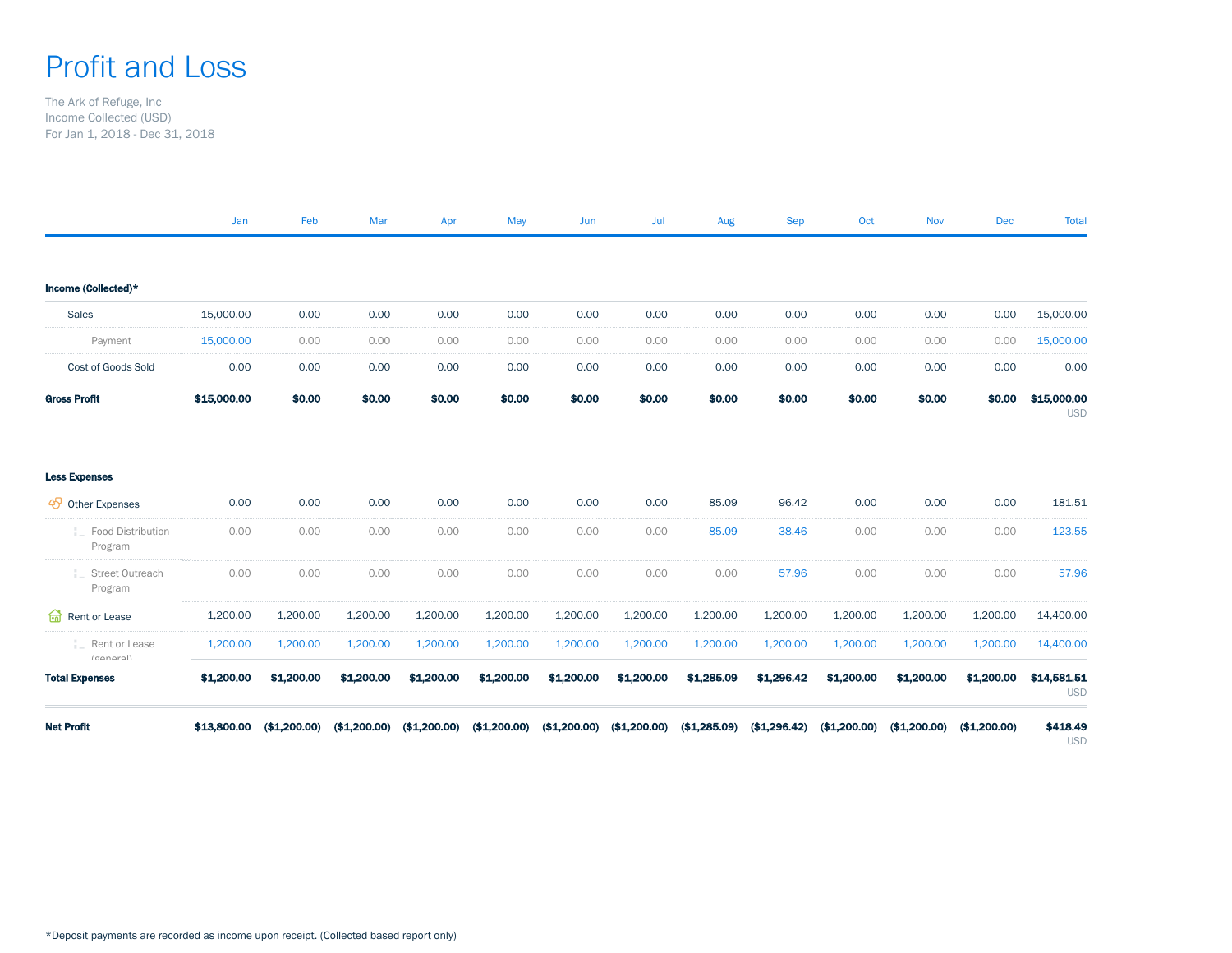# Profit and Loss

The Ark of Refuge, Inc
Income Collected (USD)
For Jan 1, 2018 - Dec 31, 2018

| | Jan | Feb | Mar | Apr | May | Jun | Jul | Aug | Sep | Oct | Nov | Dec | Total |
|---|---|---|---|---|---|---|---|---|---|---|---|---|---|
| **Income (Collected)*** | | | | | | | | | | | | | |
| Sales | 15,000.00 | 0.00 | 0.00 | 0.00 | 0.00 | 0.00 | 0.00 | 0.00 | 0.00 | 0.00 | 0.00 | 0.00 | 15,000.00 |
| Payment | 15,000.00 | 0.00 | 0.00 | 0.00 | 0.00 | 0.00 | 0.00 | 0.00 | 0.00 | 0.00 | 0.00 | 0.00 | 15,000.00 |
| Cost of Goods Sold | 0.00 | 0.00 | 0.00 | 0.00 | 0.00 | 0.00 | 0.00 | 0.00 | 0.00 | 0.00 | 0.00 | 0.00 | 0.00 |
| **Gross Profit** | **$15,000.00** | **$0.00** | **$0.00** | **$0.00** | **$0.00** | **$0.00** | **$0.00** | **$0.00** | **$0.00** | **$0.00** | **$0.00** | **$0.00** | **$15,000.00** USD |
| **Less Expenses** | | | | | | | | | | | | | |
| Other Expenses | 0.00 | 0.00 | 0.00 | 0.00 | 0.00 | 0.00 | 0.00 | 85.09 | 96.42 | 0.00 | 0.00 | 0.00 | 181.51 |
| Food Distribution Program | 0.00 | 0.00 | 0.00 | 0.00 | 0.00 | 0.00 | 0.00 | 85.09 | 38.46 | 0.00 | 0.00 | 0.00 | 123.55 |
| Street Outreach Program | 0.00 | 0.00 | 0.00 | 0.00 | 0.00 | 0.00 | 0.00 | 0.00 | 57.96 | 0.00 | 0.00 | 0.00 | 57.96 |
| Rent or Lease | 1,200.00 | 1,200.00 | 1,200.00 | 1,200.00 | 1,200.00 | 1,200.00 | 1,200.00 | 1,200.00 | 1,200.00 | 1,200.00 | 1,200.00 | 1,200.00 | 14,400.00 |
| Rent or Lease (general) | 1,200.00 | 1,200.00 | 1,200.00 | 1,200.00 | 1,200.00 | 1,200.00 | 1,200.00 | 1,200.00 | 1,200.00 | 1,200.00 | 1,200.00 | 1,200.00 | 14,400.00 |
| **Total Expenses** | **$1,200.00** | **$1,200.00** | **$1,200.00** | **$1,200.00** | **$1,200.00** | **$1,200.00** | **$1,200.00** | **$1,285.09** | **$1,296.42** | **$1,200.00** | **$1,200.00** | **$1,200.00** | **$14,581.51** USD |
| **Net Profit** | **$13,800.00** | **($1,200.00)** | **($1,200.00)** | **($1,200.00)** | **($1,200.00)** | **($1,200.00)** | **($1,200.00)** | **($1,285.09)** | **($1,296.42)** | **($1,200.00)** | **($1,200.00)** | **($1,200.00)** | **$418.49** USD |

*Deposit payments are recorded as income upon receipt. (Collected based report only)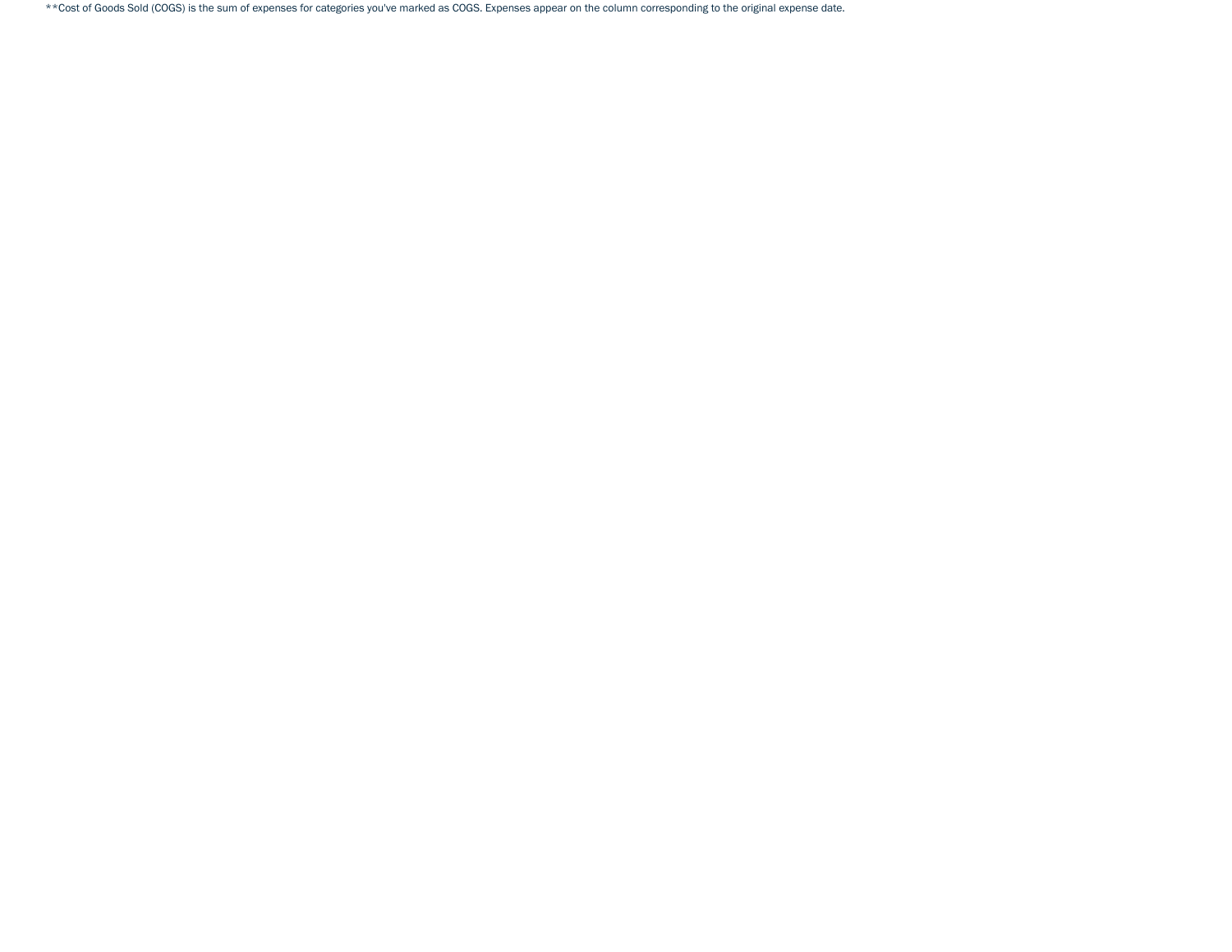**Cost of Goods Sold (COGS) is the sum of expenses for categories you've marked as COGS. Expenses appear on the column corresponding to the original expense date.